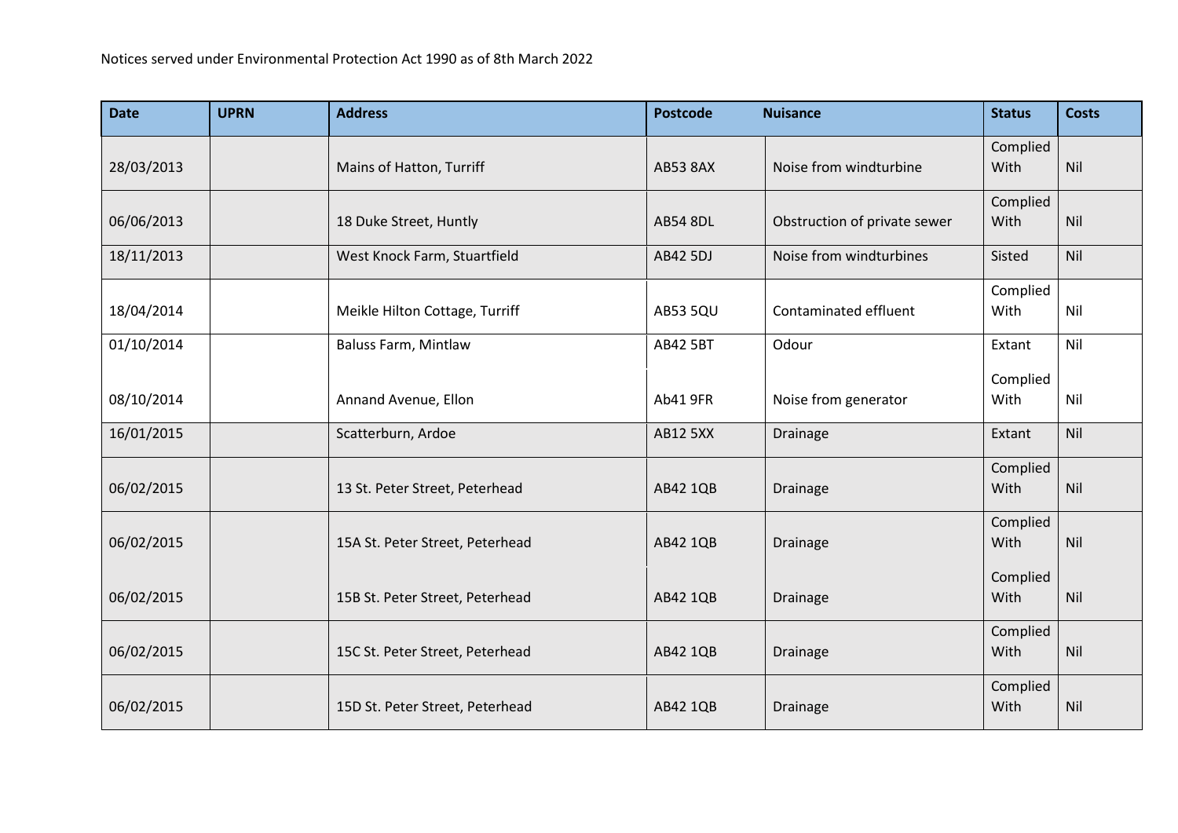Notices served under Environmental Protection Act 1990 as of 8th March 2022

| Date | UPRN | Address | Postcode | Nuisance | Status | Costs |
|---|---|---|---|---|---|---|
| 28/03/2013 | | Mains of Hatton, Turriff | AB53 8AX | Noise from windturbine | Complied With | Nil |
| 06/06/2013 | | 18 Duke Street, Huntly | AB54 8DL | Obstruction of private sewer | Complied With | Nil |
| 18/11/2013 | | West Knock Farm, Stuartfield | AB42 5DJ | Noise from windturbines | Sisted | Nil |
| 18/04/2014 | | Meikle Hilton Cottage, Turriff | AB53 5QU | Contaminated effluent | Complied With | Nil |
| 01/10/2014 | | Baluss Farm, Mintlaw | AB42 5BT | Odour | Extant | Nil |
| 08/10/2014 | | Annand Avenue, Ellon | Ab41 9FR | Noise from generator | Complied With | Nil |
| 16/01/2015 | | Scatterburn, Ardoe | AB12 5XX | Drainage | Extant | Nil |
| 06/02/2015 | | 13 St. Peter Street, Peterhead | AB42 1QB | Drainage | Complied With | Nil |
| 06/02/2015 | | 15A St. Peter Street, Peterhead | AB42 1QB | Drainage | Complied With | Nil |
| 06/02/2015 | | 15B St. Peter Street, Peterhead | AB42 1QB | Drainage | Complied With | Nil |
| 06/02/2015 | | 15C St. Peter Street, Peterhead | AB42 1QB | Drainage | Complied With | Nil |
| 06/02/2015 | | 15D St. Peter Street, Peterhead | AB42 1QB | Drainage | Complied With | Nil |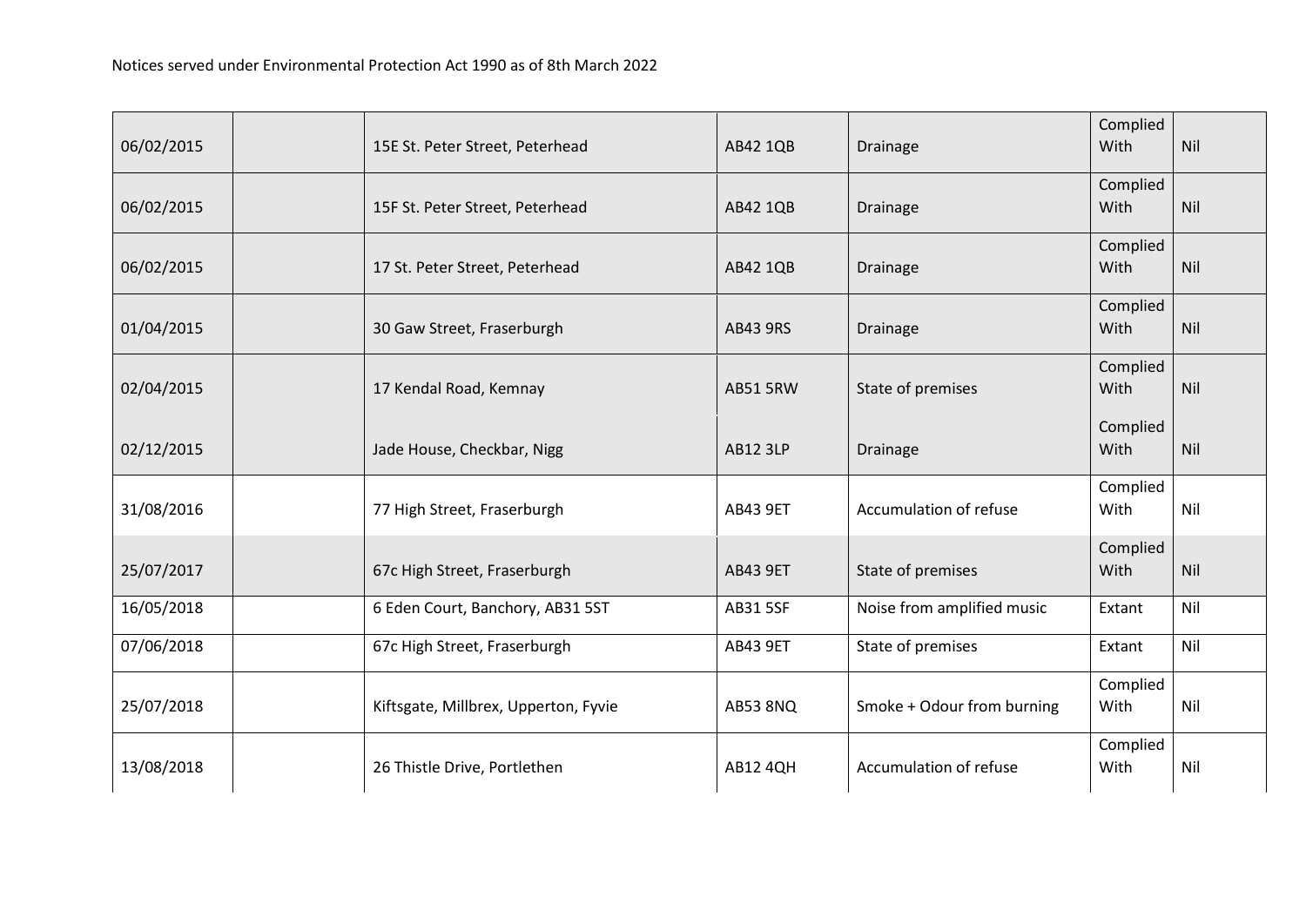Notices served under Environmental Protection Act 1990 as of 8th March 2022

| | | | | | | |
|---|---|---|---|---|---|---|
| 06/02/2015 | | 15E St. Peter Street, Peterhead | AB42 1QB | Drainage | Complied With | Nil |
| 06/02/2015 | | 15F St. Peter Street, Peterhead | AB42 1QB | Drainage | Complied With | Nil |
| 06/02/2015 | | 17 St. Peter Street, Peterhead | AB42 1QB | Drainage | Complied With | Nil |
| 01/04/2015 | | 30 Gaw Street, Fraserburgh | AB43 9RS | Drainage | Complied With | Nil |
| 02/04/2015 | | 17 Kendal Road, Kemnay | AB51 5RW | State of premises | Complied With | Nil |
| 02/12/2015 | | Jade House, Checkbar, Nigg | AB12 3LP | Drainage | Complied With | Nil |
| 31/08/2016 | | 77 High Street, Fraserburgh | AB43 9ET | Accumulation of refuse | Complied With | Nil |
| 25/07/2017 | | 67c High Street, Fraserburgh | AB43 9ET | State of premises | Complied With | Nil |
| 16/05/2018 | | 6 Eden Court, Banchory, AB31 5ST | AB31 5SF | Noise from amplified music | Extant | Nil |
| 07/06/2018 | | 67c High Street, Fraserburgh | AB43 9ET | State of premises | Extant | Nil |
| 25/07/2018 | | Kiftsgate, Millbrex, Upperton, Fyvie | AB53 8NQ | Smoke + Odour from burning | Complied With | Nil |
| 13/08/2018 | | 26 Thistle Drive, Portlethen | AB12 4QH | Accumulation of refuse | Complied With | Nil |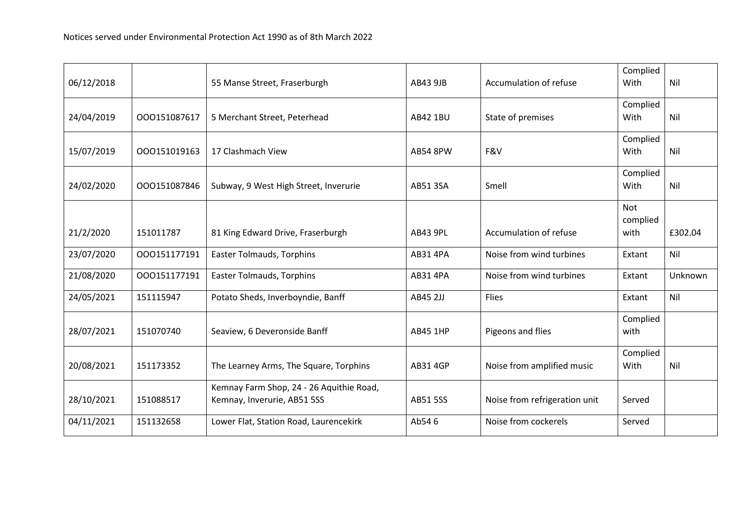Notices served under Environmental Protection Act 1990 as of 8th March 2022

| | | | | | | |
|---|---|---|---|---|---|---|
| 06/12/2018 | | 55 Manse Street, Fraserburgh | AB43 9JB | Accumulation of refuse | Complied With | Nil |
| 24/04/2019 | OOO151087617 | 5 Merchant Street, Peterhead | AB42 1BU | State of premises | Complied With | Nil |
| 15/07/2019 | OOO151019163 | 17 Clashmach View | AB54 8PW | F&V | Complied With | Nil |
| 24/02/2020 | OOO151087846 | Subway, 9 West High Street, Inverurie | AB51 3SA | Smell | Complied With | Nil |
| 21/2/2020 | 151011787 | 81 King Edward Drive, Fraserburgh | AB43 9PL | Accumulation of refuse | Not complied with | £302.04 |
| 23/07/2020 | OOO151177191 | Easter Tolmauds, Torphins | AB31 4PA | Noise from wind turbines | Extant | Nil |
| 21/08/2020 | OOO151177191 | Easter Tolmauds, Torphins | AB31 4PA | Noise from wind turbines | Extant | Unknown |
| 24/05/2021 | 151115947 | Potato Sheds, Inverboyndie, Banff | AB45 2JJ | Flies | Extant | Nil |
| 28/07/2021 | 151070740 | Seaview, 6 Deveronside Banff | AB45 1HP | Pigeons and flies | Complied with | |
| 20/08/2021 | 151173352 | The Learney Arms, The Square, Torphins | AB31 4GP | Noise from amplified music | Complied With | Nil |
| 28/10/2021 | 151088517 | Kemnay Farm Shop, 24 - 26 Aquithie Road, Kemnay, Inverurie, AB51 5SS | AB51 5SS | Noise from refrigeration unit | Served | |
| 04/11/2021 | 151132658 | Lower Flat, Station Road, Laurencekirk | Ab54 6 | Noise from cockerels | Served | |